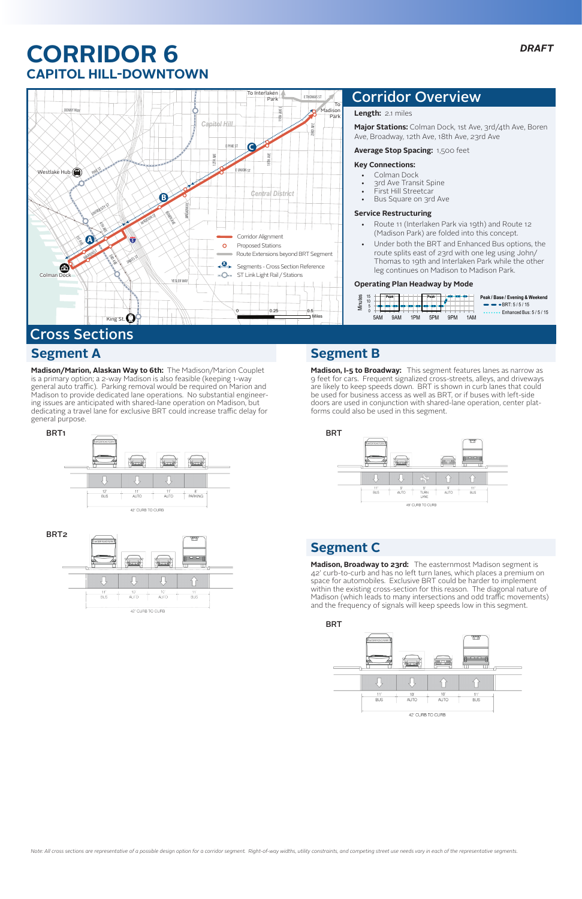DRAFT

# CORRIDOR 6

## CAPITOL HILL-DOWNTOWN

## Corridor Overview

**Length:** 2.1 miles

**Major Stations:** Colman Dock, 1st Ave, 3rd/4th Ave, Boren Ave, Broadway, 12th Ave, 18th Ave, 23rd Ave

**Average Stop Spacing:** 1,500 feet

**Key Connections:**

- Colman Dock
- 3rd Ave Transit Spine
- First Hill Streetcar
- Bus Square on 3rd Ave

**Service Restructuring**

- Route 11 (Interlaken Park via 19th) and Route 12 (Madison Park) are folded into this concept.
- Under both the BRT and Enhanced Bus options, the route splits east of 23rd Ave with one leg using John/Thomas to 19th and Interlaken Park while the other leg continues on Madison to Madison Park.

**Operating Plan Headway by Mode**

Peak / Base / Evening & Weekend

- BRT: 5 / 5 / 15
- Enhanced Bus: 5 / 5 / 15

# Cross Sections

## Segment A

**Madison/Marion, Alaskan Way to 6th:** The Madison/Marion Couplet is a primary option; a 2-way Madison is also feasible (keeping 1-way general auto traffic). Parking removal would be required on Marion and Madison to provide dedicated lane operations. No substantial engineering issues are anticipated with shared-lane operation on Madison, but dedicating a travel lane for exclusive BRT could increase traffic delay for general purpose.

**BRT1**

| 12' BUS | 11' AUTO | 11' AUTO | 8' PARKING |
|---|---|---|---|

42' CURB TO CURB

**BRT2**

| 11' BUS | 10' AUTO | 10' AUTO | 11' BUS |
|---|---|---|---|

42' CURB TO CURB

## Segment B

**Madison, I-5 to Broadway:** This segment features lanes as narrow as 9 feet for cars. Frequent signalized cross-streets, alleys, and driveways are likely to keep speeds down. BRT is shown in curb lanes that could be used for business access as well as BRT, or if buses with left-side doors are used in conjunction with shared-lane operation, center platforms could also be used in this segment.

**BRT**

| 11' BUS | 9' AUTO | 9' TURN LANE | 9' AUTO | 11' BUS |
|---|---|---|---|---|

49' CURB TO CURB

## Segment C

**Madison, Broadway to 23rd:** The easternmost Madison segment is 42' curb-to-curb and has no left turn lanes, which places a premium on space for automobiles. Exclusive BRT could be harder to implement within the existing cross-section for this reason. The diagonal nature of Madison (which leads to many intersections and odd traffic movements) and the frequency of signals will keep speeds low in this segment.

**BRT**

| 11' BUS | 10' AUTO | 10' AUTO | 11' BUS |
|---|---|---|---|

42' CURB TO CURB

*Note: All cross sections are representative of a possible design option for a corridor segment. Right-of-way widths, utility constraints, and competing street use needs vary in each of the representative segments.*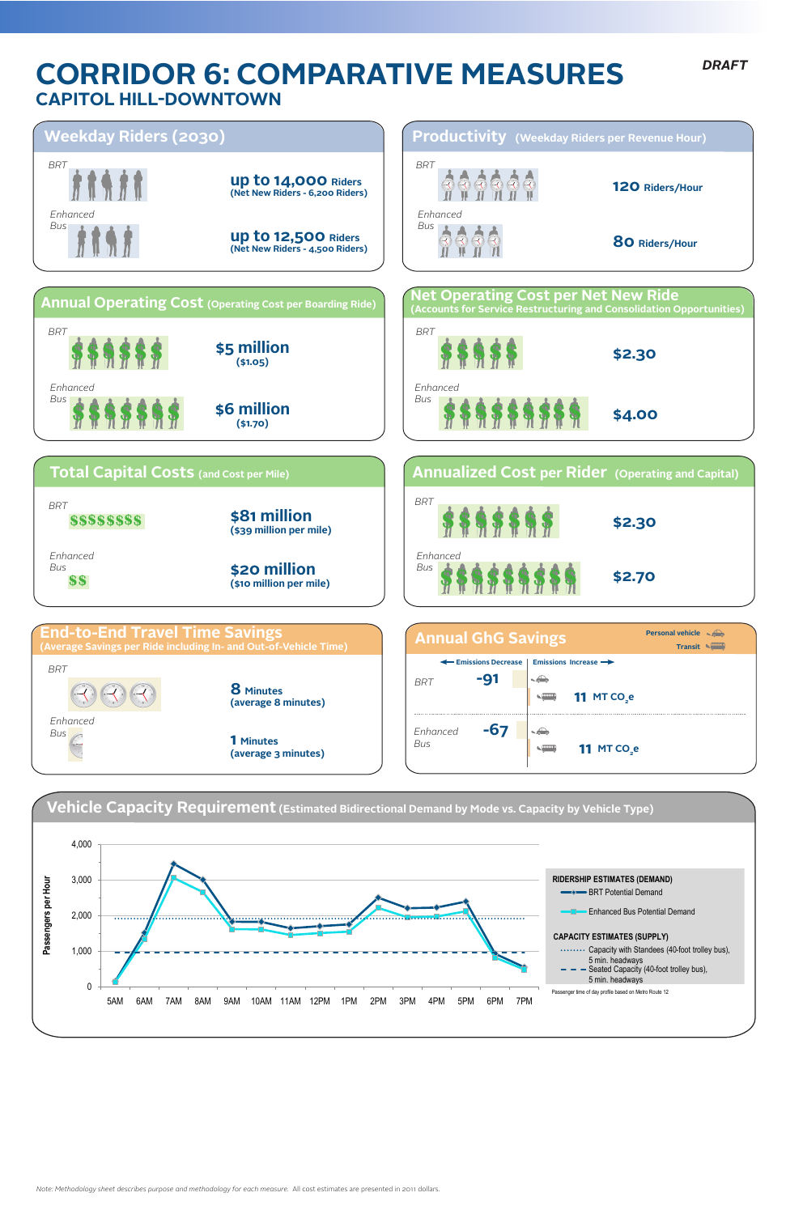# CORRIDOR 6: COMPARATIVE MEASURES

*DRAFT*

## CAPITOL HILL-DOWNTOWN

### Weekday Riders (2030)

BRT
**up to 14,000** Riders
(Net New Riders - 6,200 Riders)

Enhanced Bus
**up to 12,500** Riders
(Net New Riders - 4,500 Riders)

### Productivity (Weekday Riders per Revenue Hour)

BRT
**120** Riders/Hour

Enhanced Bus
**80** Riders/Hour

### Annual Operating Cost (Operating Cost per Boarding Ride)

BRT
**$5 million**
($1.05)

Enhanced Bus
**$6 million**
($1.70)

### Net Operating Cost per Net New Ride (Accounts for Service Restructuring and Consolidation Opportunities)

BRT
**$2.30**

Enhanced Bus
**$4.00**

### Total Capital Costs (and Cost per Mile)

BRT
$$$$$$$$
**$81 million**
($39 million per mile)

Enhanced Bus
$$
**$20 million**
($10 million per mile)

### Annualized Cost per Rider (Operating and Capital)

BRT
**$2.30**

Enhanced Bus
**$2.70**

### End-to-End Travel Time Savings (Average Savings per Ride including In- and Out-of-Vehicle Time)

BRT
**8** Minutes
(average 8 minutes)

Enhanced Bus
**1** Minutes
(average 3 minutes)

### Annual GhG Savings

Personal vehicle
Transit

← Emissions Decrease | Emissions Increase →

BRT
-91
11 MT $CO_2e$

Enhanced Bus
-67
11 MT $CO_2e$

### Vehicle Capacity Requirement (Estimated Bidirectional Demand by Mode vs. Capacity by Vehicle Type)

Passengers per Hour

4,000
3,000
2,000
1,000
0

5AM 6AM 7AM 8AM 9AM 10AM 11AM 12PM 1PM 2PM 3PM 4PM 5PM 6PM 7PM

RIDERSHIP ESTIMATES (DEMAND)
BRT Potential Demand
Enhanced Bus Potential Demand

CAPACITY ESTIMATES (SUPPLY)
Capacity with Standees (40-foot trolley bus), 5 min. headways
Seated Capacity (40-foot trolley bus), 5 min. headways

Passenger time of day profile based on Metro Route 12

*Note: Methodology sheet describes purpose and methodology for each measure. All cost estimates are presented in 2011 dollars.*